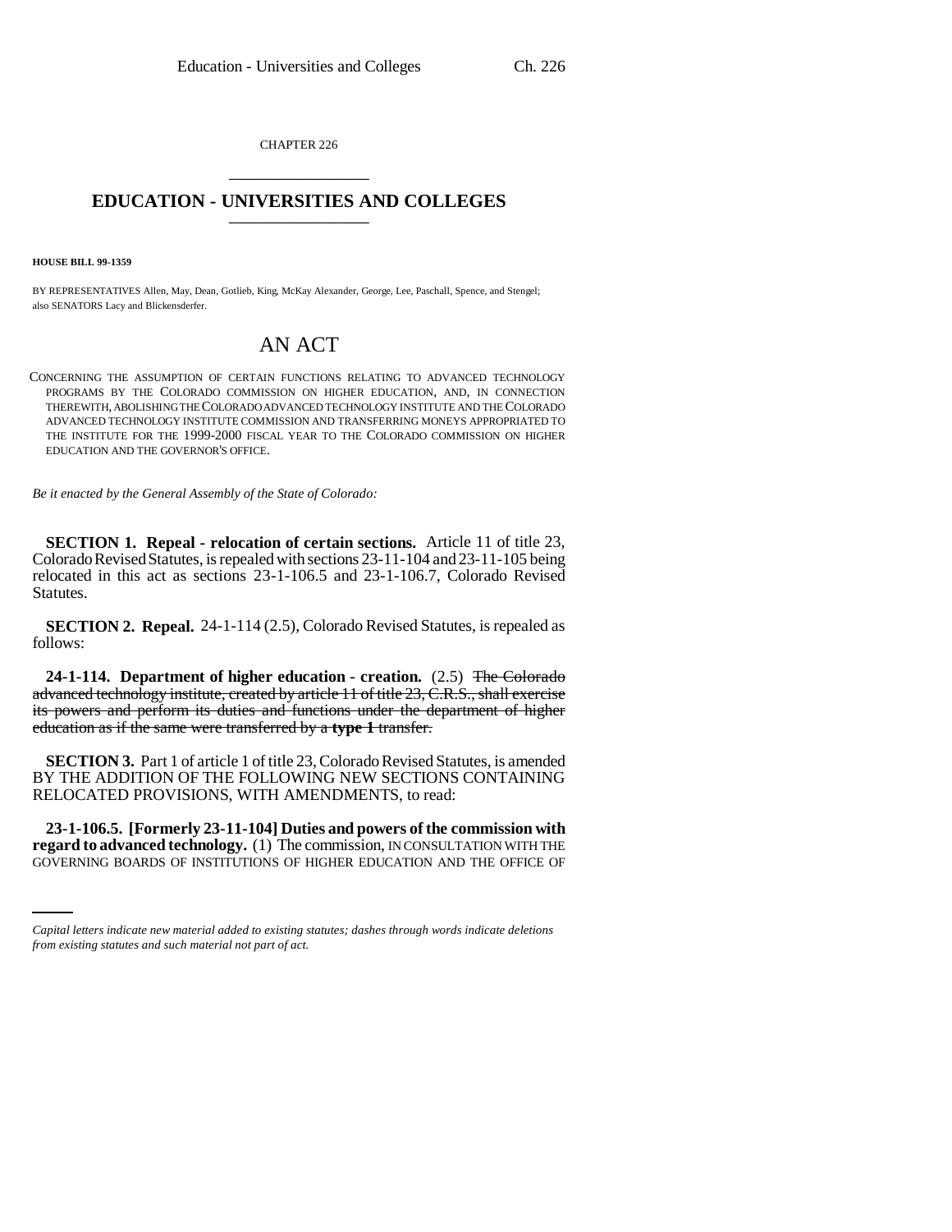CHAPTER 226

# EDUCATION - UNIVERSITIES AND COLLEGES

**HOUSE BILL 99-1359**

BY REPRESENTATIVES Allen, May, Dean, Gotlieb, King, McKay Alexander, George, Lee, Paschall, Spence, and Stengel; also SENATORS Lacy and Blickensderfer.

## AN ACT

CONCERNING THE ASSUMPTION OF CERTAIN FUNCTIONS RELATING TO ADVANCED TECHNOLOGY PROGRAMS BY THE COLORADO COMMISSION ON HIGHER EDUCATION, AND, IN CONNECTION THEREWITH, ABOLISHING THE COLORADO ADVANCED TECHNOLOGY INSTITUTE AND THE COLORADO ADVANCED TECHNOLOGY INSTITUTE COMMISSION AND TRANSFERRING MONEYS APPROPRIATED TO THE INSTITUTE FOR THE 1999-2000 FISCAL YEAR TO THE COLORADO COMMISSION ON HIGHER EDUCATION AND THE GOVERNOR'S OFFICE.

*Be it enacted by the General Assembly of the State of Colorado:*

**SECTION 1. Repeal - relocation of certain sections.** Article 11 of title 23, Colorado Revised Statutes, is repealed with sections 23-11-104 and 23-11-105 being relocated in this act as sections 23-1-106.5 and 23-1-106.7, Colorado Revised Statutes.

**SECTION 2. Repeal.** 24-1-114 (2.5), Colorado Revised Statutes, is repealed as follows:

**24-1-114. Department of higher education - creation.** (2.5) ~~The Colorado advanced technology institute, created by article 11 of title 23, C.R.S., shall exercise its powers and perform its duties and functions under the department of higher education as if the same were transferred by a **type 1** transfer.~~

**SECTION 3.** Part 1 of article 1 of title 23, Colorado Revised Statutes, is amended BY THE ADDITION OF THE FOLLOWING NEW SECTIONS CONTAINING RELOCATED PROVISIONS, WITH AMENDMENTS, to read:

**23-1-106.5. [Formerly 23-11-104] Duties and powers of the commission with regard to advanced technology.** (1) The commission, IN CONSULTATION WITH THE GOVERNING BOARDS OF INSTITUTIONS OF HIGHER EDUCATION AND THE OFFICE OF

*Capital letters indicate new material added to existing statutes; dashes through words indicate deletions from existing statutes and such material not part of act.*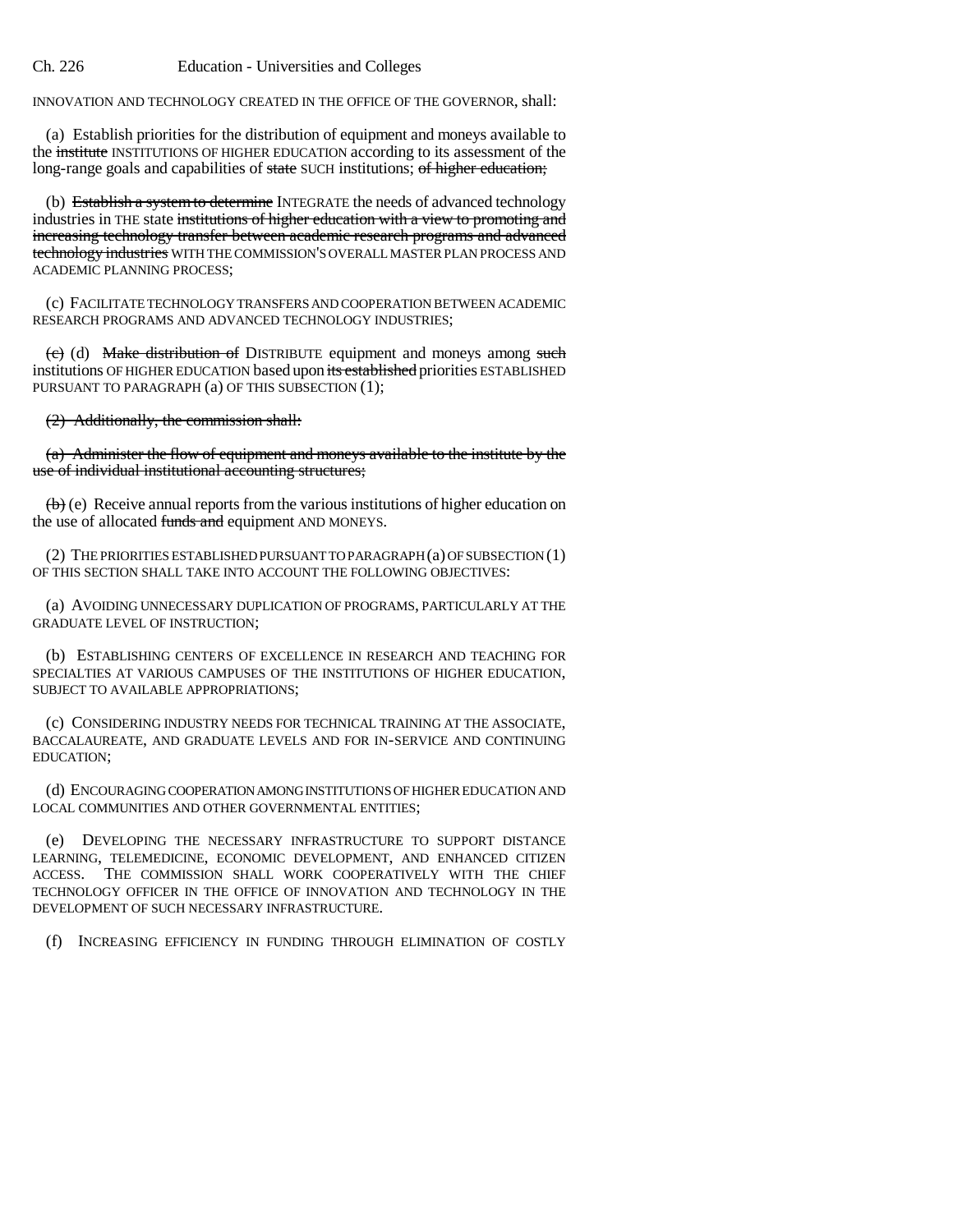INNOVATION AND TECHNOLOGY CREATED IN THE OFFICE OF THE GOVERNOR, shall:

(a) Establish priorities for the distribution of equipment and moneys available to the ~~institute~~ INSTITUTIONS OF HIGHER EDUCATION according to its assessment of the long-range goals and capabilities of ~~state~~ SUCH institutions; ~~of higher education;~~

(b) ~~Establish a system to determine~~ INTEGRATE the needs of advanced technology industries in THE state ~~institutions of higher education with a view to promoting and increasing technology transfer between academic research programs and advanced technology industries~~ WITH THE COMMISSION'S OVERALL MASTER PLAN PROCESS AND ACADEMIC PLANNING PROCESS;

(c) FACILITATE TECHNOLOGY TRANSFERS AND COOPERATION BETWEEN ACADEMIC RESEARCH PROGRAMS AND ADVANCED TECHNOLOGY INDUSTRIES;

~~(c)~~ (d) ~~Make distribution of~~ DISTRIBUTE equipment and moneys among ~~such~~ institutions OF HIGHER EDUCATION based upon ~~its established~~ priorities ESTABLISHED PURSUANT TO PARAGRAPH (a) OF THIS SUBSECTION (1);

~~(2) Additionally, the commission shall:~~

~~(a) Administer the flow of equipment and moneys available to the institute by the use of individual institutional accounting structures;~~

~~(b)~~ (e) Receive annual reports from the various institutions of higher education on the use of allocated ~~funds and~~ equipment AND MONEYS.

(2) THE PRIORITIES ESTABLISHED PURSUANT TO PARAGRAPH (a) OF SUBSECTION (1) OF THIS SECTION SHALL TAKE INTO ACCOUNT THE FOLLOWING OBJECTIVES:

(a) AVOIDING UNNECESSARY DUPLICATION OF PROGRAMS, PARTICULARLY AT THE GRADUATE LEVEL OF INSTRUCTION;

(b) ESTABLISHING CENTERS OF EXCELLENCE IN RESEARCH AND TEACHING FOR SPECIALTIES AT VARIOUS CAMPUSES OF THE INSTITUTIONS OF HIGHER EDUCATION, SUBJECT TO AVAILABLE APPROPRIATIONS;

(c) CONSIDERING INDUSTRY NEEDS FOR TECHNICAL TRAINING AT THE ASSOCIATE, BACCALAUREATE, AND GRADUATE LEVELS AND FOR IN-SERVICE AND CONTINUING EDUCATION;

(d) ENCOURAGING COOPERATION AMONG INSTITUTIONS OF HIGHER EDUCATION AND LOCAL COMMUNITIES AND OTHER GOVERNMENTAL ENTITIES;

(e) DEVELOPING THE NECESSARY INFRASTRUCTURE TO SUPPORT DISTANCE LEARNING, TELEMEDICINE, ECONOMIC DEVELOPMENT, AND ENHANCED CITIZEN ACCESS. THE COMMISSION SHALL WORK COOPERATIVELY WITH THE CHIEF TECHNOLOGY OFFICER IN THE OFFICE OF INNOVATION AND TECHNOLOGY IN THE DEVELOPMENT OF SUCH NECESSARY INFRASTRUCTURE.

(f) INCREASING EFFICIENCY IN FUNDING THROUGH ELIMINATION OF COSTLY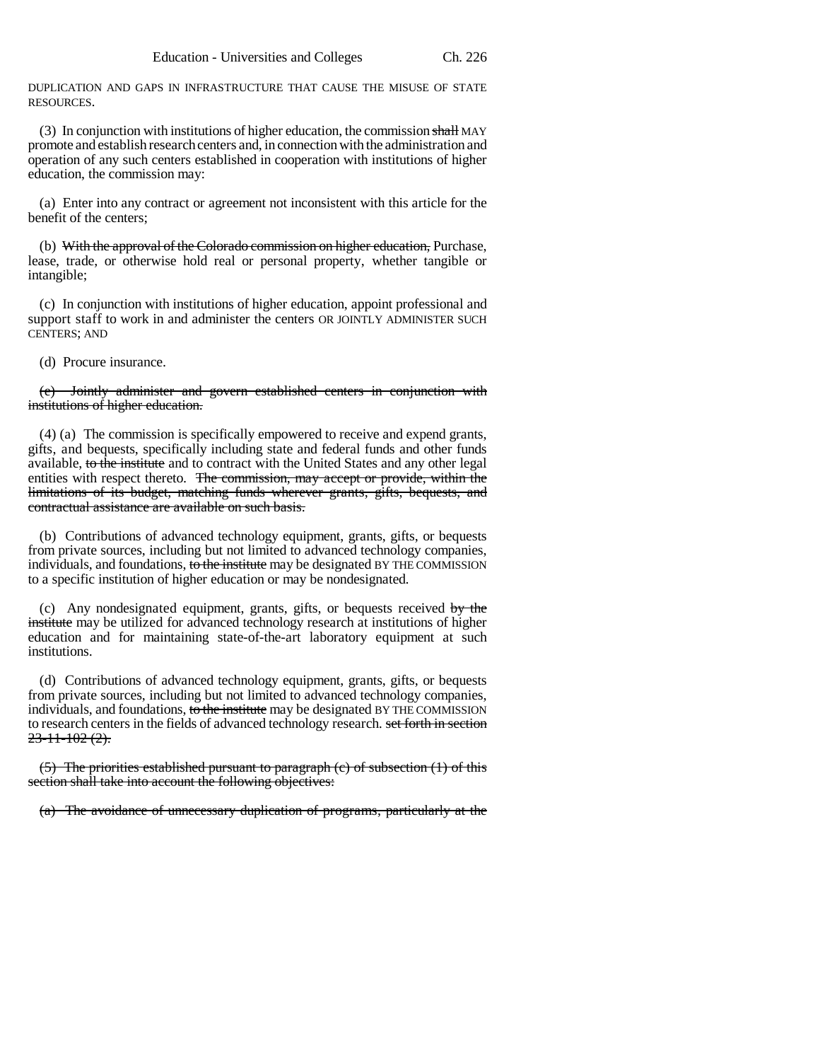DUPLICATION AND GAPS IN INFRASTRUCTURE THAT CAUSE THE MISUSE OF STATE RESOURCES.

(3) In conjunction with institutions of higher education, the commission ~~shall~~ MAY promote and establish research centers and, in connection with the administration and operation of any such centers established in cooperation with institutions of higher education, the commission may:

(a) Enter into any contract or agreement not inconsistent with this article for the benefit of the centers;

(b) ~~With the approval of the Colorado commission on higher education,~~ Purchase, lease, trade, or otherwise hold real or personal property, whether tangible or intangible;

(c) In conjunction with institutions of higher education, appoint professional and support staff to work in and administer the centers OR JOINTLY ADMINISTER SUCH CENTERS; AND

(d) Procure insurance.

~~(e) Jointly administer and govern established centers in conjunction with institutions of higher education.~~

(4) (a) The commission is specifically empowered to receive and expend grants, gifts, and bequests, specifically including state and federal funds and other funds available, ~~to the institute~~ and to contract with the United States and any other legal entities with respect thereto. ~~The commission, may accept or provide, within the limitations of its budget, matching funds wherever grants, gifts, bequests, and contractual assistance are available on such basis.~~

(b) Contributions of advanced technology equipment, grants, gifts, or bequests from private sources, including but not limited to advanced technology companies, individuals, and foundations, ~~to the institute~~ may be designated BY THE COMMISSION to a specific institution of higher education or may be nondesignated.

(c) Any nondesignated equipment, grants, gifts, or bequests received ~~by the institute~~ may be utilized for advanced technology research at institutions of higher education and for maintaining state-of-the-art laboratory equipment at such institutions.

(d) Contributions of advanced technology equipment, grants, gifts, or bequests from private sources, including but not limited to advanced technology companies, individuals, and foundations, ~~to the institute~~ may be designated BY THE COMMISSION to research centers in the fields of advanced technology research. ~~set forth in section 23-11-102 (2).~~

~~(5) The priorities established pursuant to paragraph (c) of subsection (1) of this section shall take into account the following objectives:~~

~~(a) The avoidance of unnecessary duplication of programs, particularly at the~~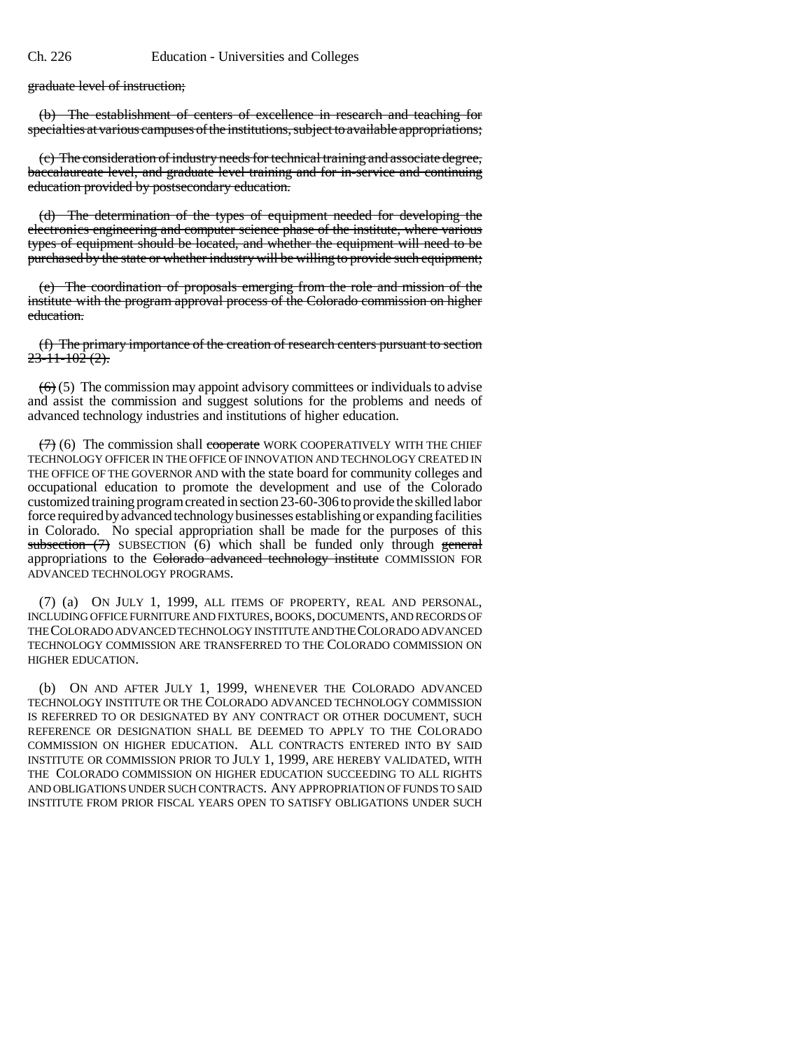graduate level of instruction;

(b) The establishment of centers of excellence in research and teaching for specialties at various campuses of the institutions, subject to available appropriations;

(c) The consideration of industry needs for technical training and associate degree, baccalaureate-level, and graduate-level training and for in-service and continuing education provided by postsecondary education.

(d) The determination of the types of equipment needed for developing the electronics engineering and computer science phase of the institute, where various types of equipment should be located, and whether the equipment will need to be purchased by the state or whether industry will be willing to provide such equipment;

(e) The coordination of proposals emerging from the role and mission of the institute with the program approval process of the Colorado commission on higher education.

(f) The primary importance of the creation of research centers pursuant to section 23-11-102 (2).

(6) (5) The commission may appoint advisory committees or individuals to advise and assist the commission and suggest solutions for the problems and needs of advanced technology industries and institutions of higher education.

(7) (6) The commission shall cooperate WORK COOPERATIVELY WITH THE CHIEF TECHNOLOGY OFFICER IN THE OFFICE OF INNOVATION AND TECHNOLOGY CREATED IN THE OFFICE OF THE GOVERNOR AND with the state board for community colleges and occupational education to promote the development and use of the Colorado customized training program created in section 23-60-306 to provide the skilled labor force required by advanced technology businesses establishing or expanding facilities in Colorado. No special appropriation shall be made for the purposes of this subsection (7) SUBSECTION (6) which shall be funded only through general appropriations to the Colorado advanced technology institute COMMISSION FOR ADVANCED TECHNOLOGY PROGRAMS.

(7) (a) ON JULY 1, 1999, ALL ITEMS OF PROPERTY, REAL AND PERSONAL, INCLUDING OFFICE FURNITURE AND FIXTURES, BOOKS, DOCUMENTS, AND RECORDS OF THE COLORADO ADVANCED TECHNOLOGY INSTITUTE AND THE COLORADO ADVANCED TECHNOLOGY COMMISSION ARE TRANSFERRED TO THE COLORADO COMMISSION ON HIGHER EDUCATION.

(b) ON AND AFTER JULY 1, 1999, WHENEVER THE COLORADO ADVANCED TECHNOLOGY INSTITUTE OR THE COLORADO ADVANCED TECHNOLOGY COMMISSION IS REFERRED TO OR DESIGNATED BY ANY CONTRACT OR OTHER DOCUMENT, SUCH REFERENCE OR DESIGNATION SHALL BE DEEMED TO APPLY TO THE COLORADO COMMISSION ON HIGHER EDUCATION. ALL CONTRACTS ENTERED INTO BY SAID INSTITUTE OR COMMISSION PRIOR TO JULY 1, 1999, ARE HEREBY VALIDATED, WITH THE COLORADO COMMISSION ON HIGHER EDUCATION SUCCEEDING TO ALL RIGHTS AND OBLIGATIONS UNDER SUCH CONTRACTS. ANY APPROPRIATION OF FUNDS TO SAID INSTITUTE FROM PRIOR FISCAL YEARS OPEN TO SATISFY OBLIGATIONS UNDER SUCH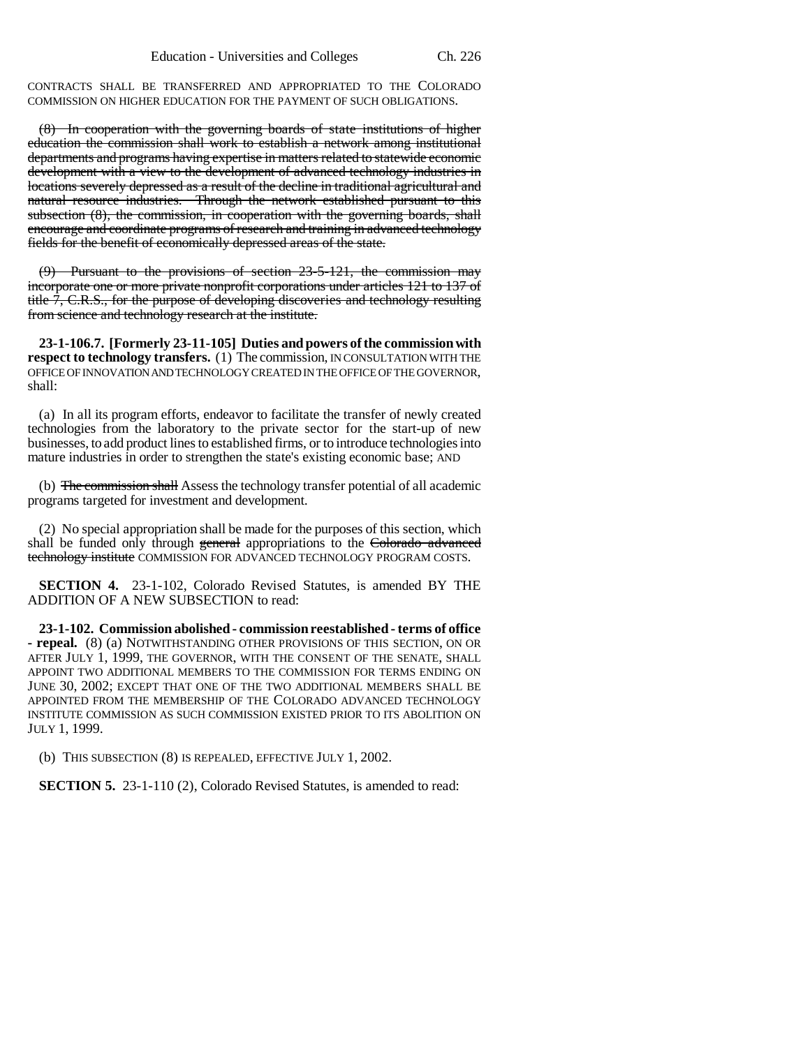CONTRACTS SHALL BE TRANSFERRED AND APPROPRIATED TO THE COLORADO COMMISSION ON HIGHER EDUCATION FOR THE PAYMENT OF SUCH OBLIGATIONS.

~~(8) In cooperation with the governing boards of state institutions of higher education the commission shall work to establish a network among institutional departments and programs having expertise in matters related to statewide economic development with a view to the development of advanced technology industries in locations severely depressed as a result of the decline in traditional agricultural and natural resource industries. Through the network established pursuant to this subsection (8), the commission, in cooperation with the governing boards, shall encourage and coordinate programs of research and training in advanced technology fields for the benefit of economically depressed areas of the state.~~

~~(9) Pursuant to the provisions of section 23-5-121, the commission may incorporate one or more private nonprofit corporations under articles 121 to 137 of title 7, C.R.S., for the purpose of developing discoveries and technology resulting from science and technology research at the institute.~~

**23-1-106.7. [Formerly 23-11-105] Duties and powers of the commission with respect to technology transfers.** (1) The commission, IN CONSULTATION WITH THE OFFICE OF INNOVATION AND TECHNOLOGY CREATED IN THE OFFICE OF THE GOVERNOR, shall:

(a) In all its program efforts, endeavor to facilitate the transfer of newly created technologies from the laboratory to the private sector for the start-up of new businesses, to add product lines to established firms, or to introduce technologies into mature industries in order to strengthen the state's existing economic base; AND

(b) ~~The commission shall~~ Assess the technology transfer potential of all academic programs targeted for investment and development.

(2) No special appropriation shall be made for the purposes of this section, which shall be funded only through ~~general~~ appropriations to the ~~Colorado advanced technology institute~~ COMMISSION FOR ADVANCED TECHNOLOGY PROGRAM COSTS.

**SECTION 4.** 23-1-102, Colorado Revised Statutes, is amended BY THE ADDITION OF A NEW SUBSECTION to read:

**23-1-102. Commission abolished - commission reestablished - terms of office - repeal.** (8) (a) NOTWITHSTANDING OTHER PROVISIONS OF THIS SECTION, ON OR AFTER JULY 1, 1999, THE GOVERNOR, WITH THE CONSENT OF THE SENATE, SHALL APPOINT TWO ADDITIONAL MEMBERS TO THE COMMISSION FOR TERMS ENDING ON JUNE 30, 2002; EXCEPT THAT ONE OF THE TWO ADDITIONAL MEMBERS SHALL BE APPOINTED FROM THE MEMBERSHIP OF THE COLORADO ADVANCED TECHNOLOGY INSTITUTE COMMISSION AS SUCH COMMISSION EXISTED PRIOR TO ITS ABOLITION ON JULY 1, 1999.

(b) THIS SUBSECTION (8) IS REPEALED, EFFECTIVE JULY 1, 2002.

**SECTION 5.** 23-1-110 (2), Colorado Revised Statutes, is amended to read: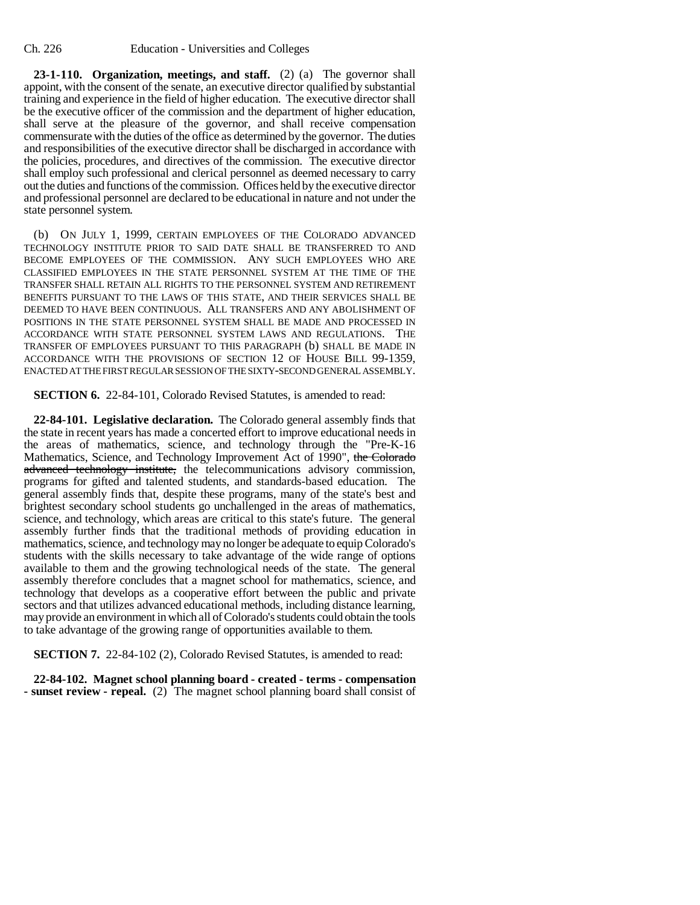**23-1-110. Organization, meetings, and staff.** (2) (a) The governor shall appoint, with the consent of the senate, an executive director qualified by substantial training and experience in the field of higher education. The executive director shall be the executive officer of the commission and the department of higher education, shall serve at the pleasure of the governor, and shall receive compensation commensurate with the duties of the office as determined by the governor. The duties and responsibilities of the executive director shall be discharged in accordance with the policies, procedures, and directives of the commission. The executive director shall employ such professional and clerical personnel as deemed necessary to carry out the duties and functions of the commission. Offices held by the executive director and professional personnel are declared to be educational in nature and not under the state personnel system.

(b) ON JULY 1, 1999, CERTAIN EMPLOYEES OF THE COLORADO ADVANCED TECHNOLOGY INSTITUTE PRIOR TO SAID DATE SHALL BE TRANSFERRED TO AND BECOME EMPLOYEES OF THE COMMISSION. ANY SUCH EMPLOYEES WHO ARE CLASSIFIED EMPLOYEES IN THE STATE PERSONNEL SYSTEM AT THE TIME OF THE TRANSFER SHALL RETAIN ALL RIGHTS TO THE PERSONNEL SYSTEM AND RETIREMENT BENEFITS PURSUANT TO THE LAWS OF THIS STATE, AND THEIR SERVICES SHALL BE DEEMED TO HAVE BEEN CONTINUOUS. ALL TRANSFERS AND ANY ABOLISHMENT OF POSITIONS IN THE STATE PERSONNEL SYSTEM SHALL BE MADE AND PROCESSED IN ACCORDANCE WITH STATE PERSONNEL SYSTEM LAWS AND REGULATIONS. THE TRANSFER OF EMPLOYEES PURSUANT TO THIS PARAGRAPH (b) SHALL BE MADE IN ACCORDANCE WITH THE PROVISIONS OF SECTION 12 OF HOUSE BILL 99-1359, ENACTED AT THE FIRST REGULAR SESSION OF THE SIXTY-SECOND GENERAL ASSEMBLY.

**SECTION 6.** 22-84-101, Colorado Revised Statutes, is amended to read:

**22-84-101. Legislative declaration.** The Colorado general assembly finds that the state in recent years has made a concerted effort to improve educational needs in the areas of mathematics, science, and technology through the "Pre-K-16 Mathematics, Science, and Technology Improvement Act of 1990", ~~the Colorado advanced technology institute,~~ the telecommunications advisory commission, programs for gifted and talented students, and standards-based education. The general assembly finds that, despite these programs, many of the state's best and brightest secondary school students go unchallenged in the areas of mathematics, science, and technology, which areas are critical to this state's future. The general assembly further finds that the traditional methods of providing education in mathematics, science, and technology may no longer be adequate to equip Colorado's students with the skills necessary to take advantage of the wide range of options available to them and the growing technological needs of the state. The general assembly therefore concludes that a magnet school for mathematics, science, and technology that develops as a cooperative effort between the public and private sectors and that utilizes advanced educational methods, including distance learning, may provide an environment in which all of Colorado's students could obtain the tools to take advantage of the growing range of opportunities available to them.

**SECTION 7.** 22-84-102 (2), Colorado Revised Statutes, is amended to read:

**22-84-102. Magnet school planning board - created - terms - compensation - sunset review - repeal.** (2) The magnet school planning board shall consist of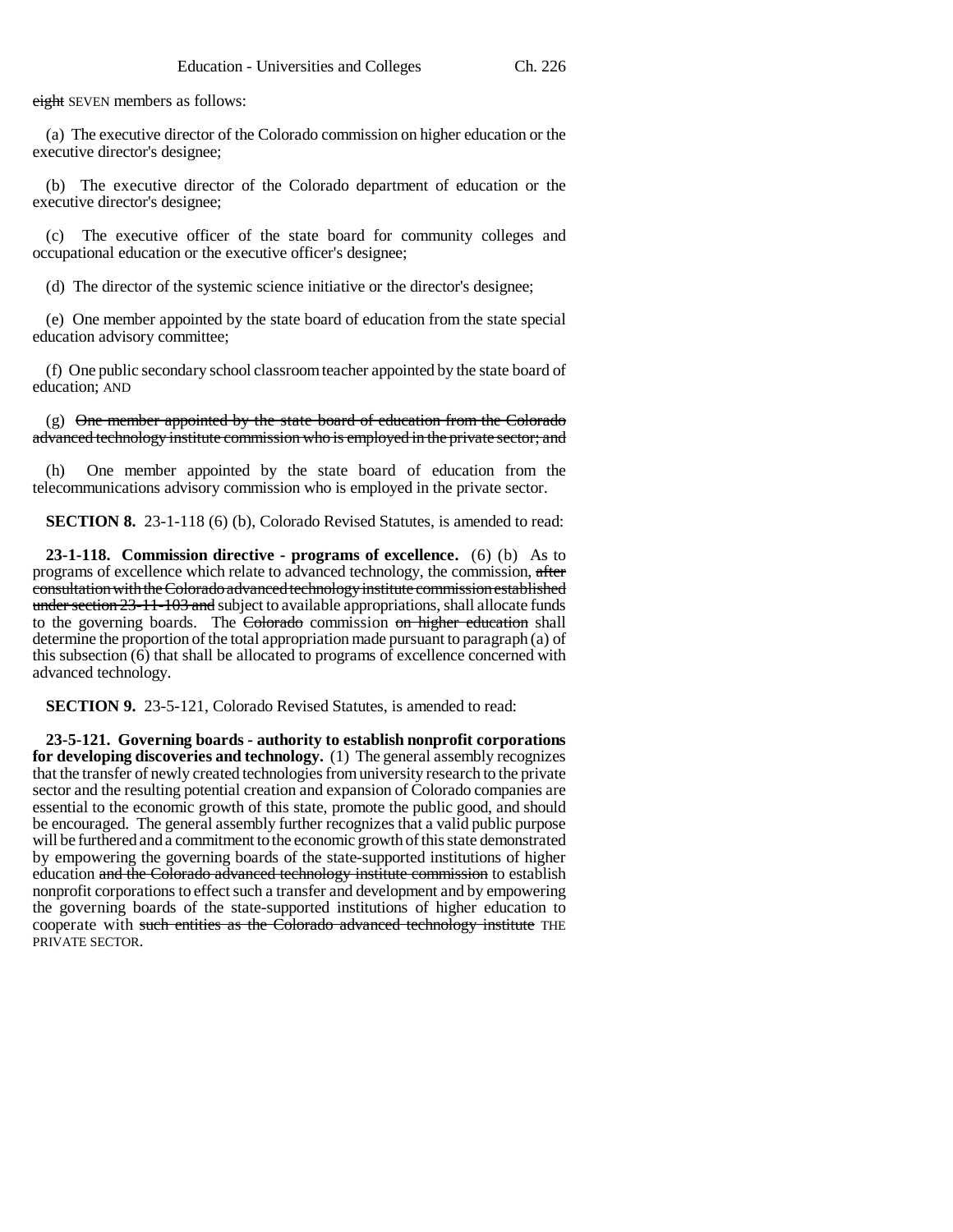~~eight~~ SEVEN members as follows:

(a) The executive director of the Colorado commission on higher education or the executive director's designee;

(b) The executive director of the Colorado department of education or the executive director's designee;

(c) The executive officer of the state board for community colleges and occupational education or the executive officer's designee;

(d) The director of the systemic science initiative or the director's designee;

(e) One member appointed by the state board of education from the state special education advisory committee;

(f) One public secondary school classroom teacher appointed by the state board of education; AND

(g) ~~One member appointed by the state board of education from the Colorado advanced technology institute commission who is employed in the private sector; and~~

(h) One member appointed by the state board of education from the telecommunications advisory commission who is employed in the private sector.

**SECTION 8.** 23-1-118 (6) (b), Colorado Revised Statutes, is amended to read:

**23-1-118. Commission directive - programs of excellence.** (6) (b) As to programs of excellence which relate to advanced technology, the commission, ~~after consultation with the Colorado advanced technology institute commission established under section 23-11-103 and~~ subject to available appropriations, shall allocate funds to the governing boards. The ~~Colorado~~ commission ~~on higher education~~ shall determine the proportion of the total appropriation made pursuant to paragraph (a) of this subsection (6) that shall be allocated to programs of excellence concerned with advanced technology.

**SECTION 9.** 23-5-121, Colorado Revised Statutes, is amended to read:

**23-5-121. Governing boards - authority to establish nonprofit corporations for developing discoveries and technology.** (1) The general assembly recognizes that the transfer of newly created technologies from university research to the private sector and the resulting potential creation and expansion of Colorado companies are essential to the economic growth of this state, promote the public good, and should be encouraged. The general assembly further recognizes that a valid public purpose will be furthered and a commitment to the economic growth of this state demonstrated by empowering the governing boards of the state-supported institutions of higher education ~~and the Colorado advanced technology institute commission~~ to establish nonprofit corporations to effect such a transfer and development and by empowering the governing boards of the state-supported institutions of higher education to cooperate with ~~such entities as the Colorado advanced technology institute~~ THE PRIVATE SECTOR.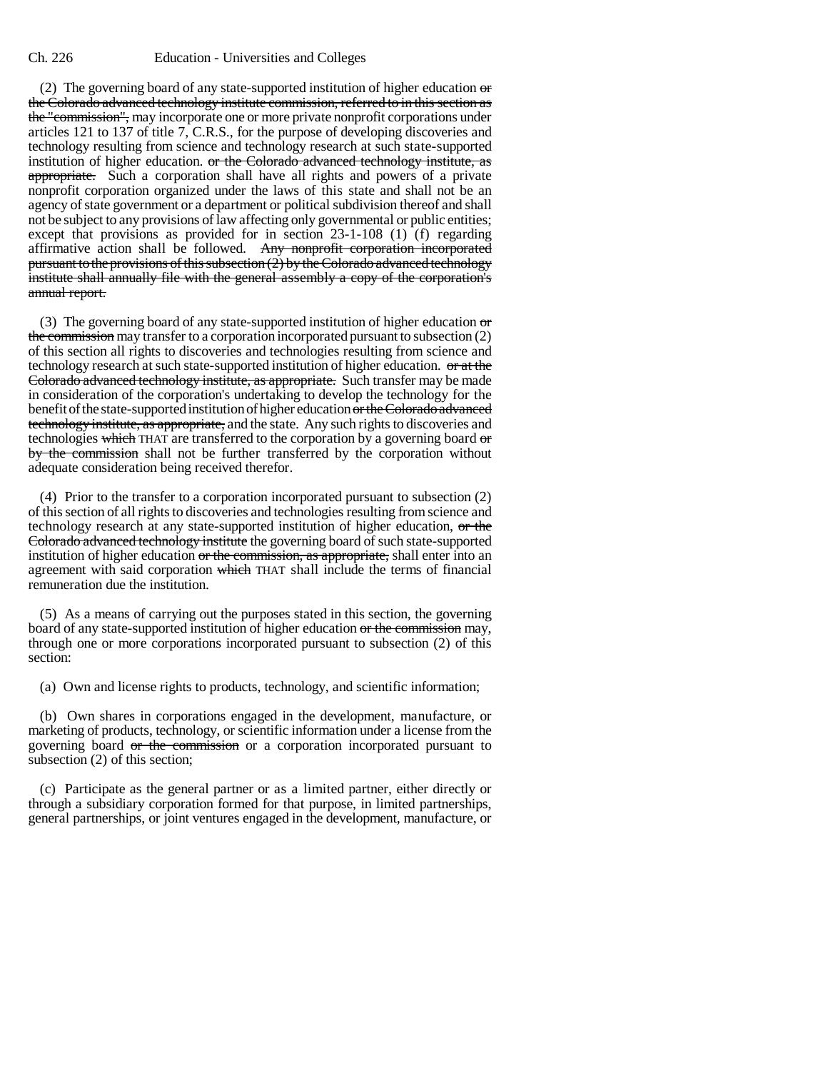(2) The governing board of any state-supported institution of higher education ~~or the Colorado advanced technology institute commission, referred to in this section as the "commission",~~ may incorporate one or more private nonprofit corporations under articles 121 to 137 of title 7, C.R.S., for the purpose of developing discoveries and technology resulting from science and technology research at such state-supported institution of higher education. ~~or the Colorado advanced technology institute, as appropriate.~~ Such a corporation shall have all rights and powers of a private nonprofit corporation organized under the laws of this state and shall not be an agency of state government or a department or political subdivision thereof and shall not be subject to any provisions of law affecting only governmental or public entities; except that provisions as provided for in section 23-1-108 (1) (f) regarding affirmative action shall be followed. ~~Any nonprofit corporation incorporated pursuant to the provisions of this subsection (2) by the Colorado advanced technology institute shall annually file with the general assembly a copy of the corporation's annual report.~~

(3) The governing board of any state-supported institution of higher education ~~or the commission~~ may transfer to a corporation incorporated pursuant to subsection (2) of this section all rights to discoveries and technologies resulting from science and technology research at such state-supported institution of higher education. ~~or at the Colorado advanced technology institute, as appropriate.~~ Such transfer may be made in consideration of the corporation's undertaking to develop the technology for the benefit of the state-supported institution of higher education ~~or the Colorado advanced technology institute, as appropriate,~~ and the state. Any such rights to discoveries and technologies ~~which~~ THAT are transferred to the corporation by a governing board ~~or by the commission~~ shall not be further transferred by the corporation without adequate consideration being received therefor.

(4) Prior to the transfer to a corporation incorporated pursuant to subsection (2) of this section of all rights to discoveries and technologies resulting from science and technology research at any state-supported institution of higher education, ~~or the Colorado advanced technology institute~~ the governing board of such state-supported institution of higher education ~~or the commission, as appropriate,~~ shall enter into an agreement with said corporation ~~which~~ THAT shall include the terms of financial remuneration due the institution.

(5) As a means of carrying out the purposes stated in this section, the governing board of any state-supported institution of higher education ~~or the commission~~ may, through one or more corporations incorporated pursuant to subsection (2) of this section:

(a) Own and license rights to products, technology, and scientific information;

(b) Own shares in corporations engaged in the development, manufacture, or marketing of products, technology, or scientific information under a license from the governing board ~~or the commission~~ or a corporation incorporated pursuant to subsection (2) of this section;

(c) Participate as the general partner or as a limited partner, either directly or through a subsidiary corporation formed for that purpose, in limited partnerships, general partnerships, or joint ventures engaged in the development, manufacture, or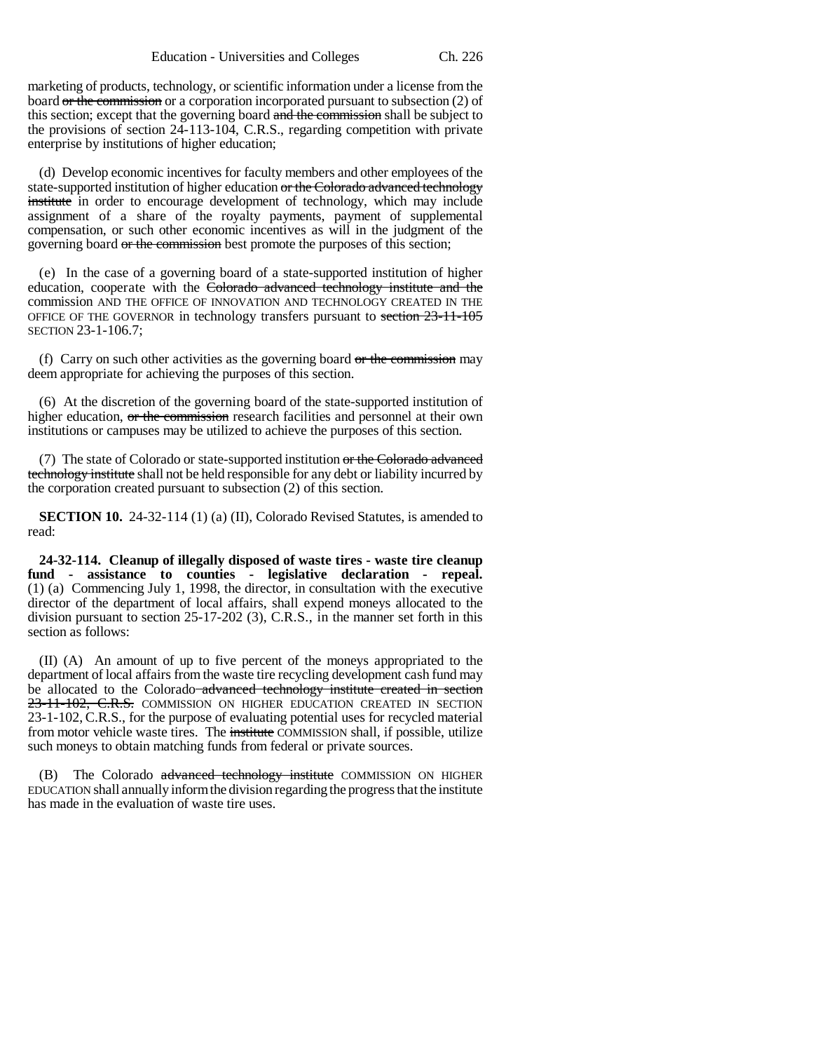marketing of products, technology, or scientific information under a license from the board ~~or the commission~~ or a corporation incorporated pursuant to subsection (2) of this section; except that the governing board ~~and the commission~~ shall be subject to the provisions of section 24-113-104, C.R.S., regarding competition with private enterprise by institutions of higher education;

(d) Develop economic incentives for faculty members and other employees of the state-supported institution of higher education ~~or the Colorado advanced technology institute~~ in order to encourage development of technology, which may include assignment of a share of the royalty payments, payment of supplemental compensation, or such other economic incentives as will in the judgment of the governing board ~~or the commission~~ best promote the purposes of this section;

(e) In the case of a governing board of a state-supported institution of higher education, cooperate with the ~~Colorado advanced technology institute and the~~ commission AND THE OFFICE OF INNOVATION AND TECHNOLOGY CREATED IN THE OFFICE OF THE GOVERNOR in technology transfers pursuant to ~~section 23-11-105~~ SECTION 23-1-106.7;

(f) Carry on such other activities as the governing board ~~or the commission~~ may deem appropriate for achieving the purposes of this section.

(6) At the discretion of the governing board of the state-supported institution of higher education, ~~or the commission~~ research facilities and personnel at their own institutions or campuses may be utilized to achieve the purposes of this section.

(7) The state of Colorado or state-supported institution ~~or the Colorado advanced technology institute~~ shall not be held responsible for any debt or liability incurred by the corporation created pursuant to subsection (2) of this section.

**SECTION 10.** 24-32-114 (1) (a) (II), Colorado Revised Statutes, is amended to read:

**24-32-114. Cleanup of illegally disposed of waste tires - waste tire cleanup fund - assistance to counties - legislative declaration - repeal.** (1) (a) Commencing July 1, 1998, the director, in consultation with the executive director of the department of local affairs, shall expend moneys allocated to the division pursuant to section 25-17-202 (3), C.R.S., in the manner set forth in this section as follows:

(II) (A) An amount of up to five percent of the moneys appropriated to the department of local affairs from the waste tire recycling development cash fund may be allocated to the Colorado ~~advanced technology institute created in section 23-11-102, C.R.S.~~ COMMISSION ON HIGHER EDUCATION CREATED IN SECTION 23-1-102, C.R.S., for the purpose of evaluating potential uses for recycled material from motor vehicle waste tires. The ~~institute~~ COMMISSION shall, if possible, utilize such moneys to obtain matching funds from federal or private sources.

(B) The Colorado ~~advanced technology institute~~ COMMISSION ON HIGHER EDUCATION shall annually inform the division regarding the progress that the institute has made in the evaluation of waste tire uses.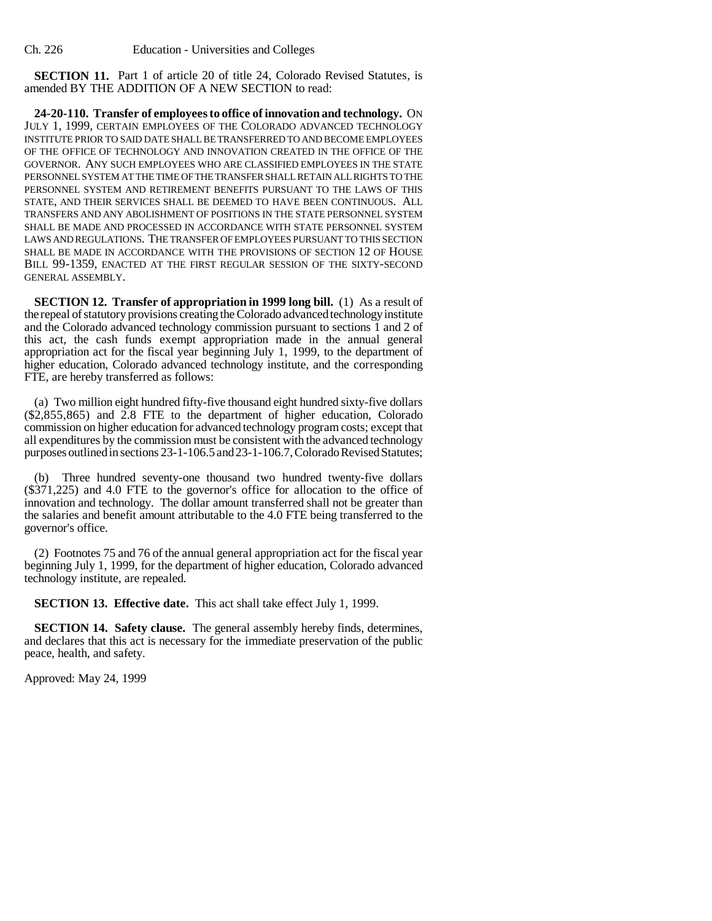**SECTION 11.** Part 1 of article 20 of title 24, Colorado Revised Statutes, is amended BY THE ADDITION OF A NEW SECTION to read:

**24-20-110. Transfer of employees to office of innovation and technology.** ON JULY 1, 1999, CERTAIN EMPLOYEES OF THE COLORADO ADVANCED TECHNOLOGY INSTITUTE PRIOR TO SAID DATE SHALL BE TRANSFERRED TO AND BECOME EMPLOYEES OF THE OFFICE OF TECHNOLOGY AND INNOVATION CREATED IN THE OFFICE OF THE GOVERNOR. ANY SUCH EMPLOYEES WHO ARE CLASSIFIED EMPLOYEES IN THE STATE PERSONNEL SYSTEM AT THE TIME OF THE TRANSFER SHALL RETAIN ALL RIGHTS TO THE PERSONNEL SYSTEM AND RETIREMENT BENEFITS PURSUANT TO THE LAWS OF THIS STATE, AND THEIR SERVICES SHALL BE DEEMED TO HAVE BEEN CONTINUOUS. ALL TRANSFERS AND ANY ABOLISHMENT OF POSITIONS IN THE STATE PERSONNEL SYSTEM SHALL BE MADE AND PROCESSED IN ACCORDANCE WITH STATE PERSONNEL SYSTEM LAWS AND REGULATIONS. THE TRANSFER OF EMPLOYEES PURSUANT TO THIS SECTION SHALL BE MADE IN ACCORDANCE WITH THE PROVISIONS OF SECTION 12 OF HOUSE BILL 99-1359, ENACTED AT THE FIRST REGULAR SESSION OF THE SIXTY-SECOND GENERAL ASSEMBLY.

**SECTION 12. Transfer of appropriation in 1999 long bill.** (1) As a result of the repeal of statutory provisions creating the Colorado advanced technology institute and the Colorado advanced technology commission pursuant to sections 1 and 2 of this act, the cash funds exempt appropriation made in the annual general appropriation act for the fiscal year beginning July 1, 1999, to the department of higher education, Colorado advanced technology institute, and the corresponding FTE, are hereby transferred as follows:

(a) Two million eight hundred fifty-five thousand eight hundred sixty-five dollars ($2,855,865) and 2.8 FTE to the department of higher education, Colorado commission on higher education for advanced technology program costs; except that all expenditures by the commission must be consistent with the advanced technology purposes outlined in sections 23-1-106.5 and 23-1-106.7, Colorado Revised Statutes;

(b) Three hundred seventy-one thousand two hundred twenty-five dollars ($371,225) and 4.0 FTE to the governor's office for allocation to the office of innovation and technology. The dollar amount transferred shall not be greater than the salaries and benefit amount attributable to the 4.0 FTE being transferred to the governor's office.

(2) Footnotes 75 and 76 of the annual general appropriation act for the fiscal year beginning July 1, 1999, for the department of higher education, Colorado advanced technology institute, are repealed.

**SECTION 13. Effective date.** This act shall take effect July 1, 1999.

**SECTION 14. Safety clause.** The general assembly hereby finds, determines, and declares that this act is necessary for the immediate preservation of the public peace, health, and safety.

Approved: May 24, 1999